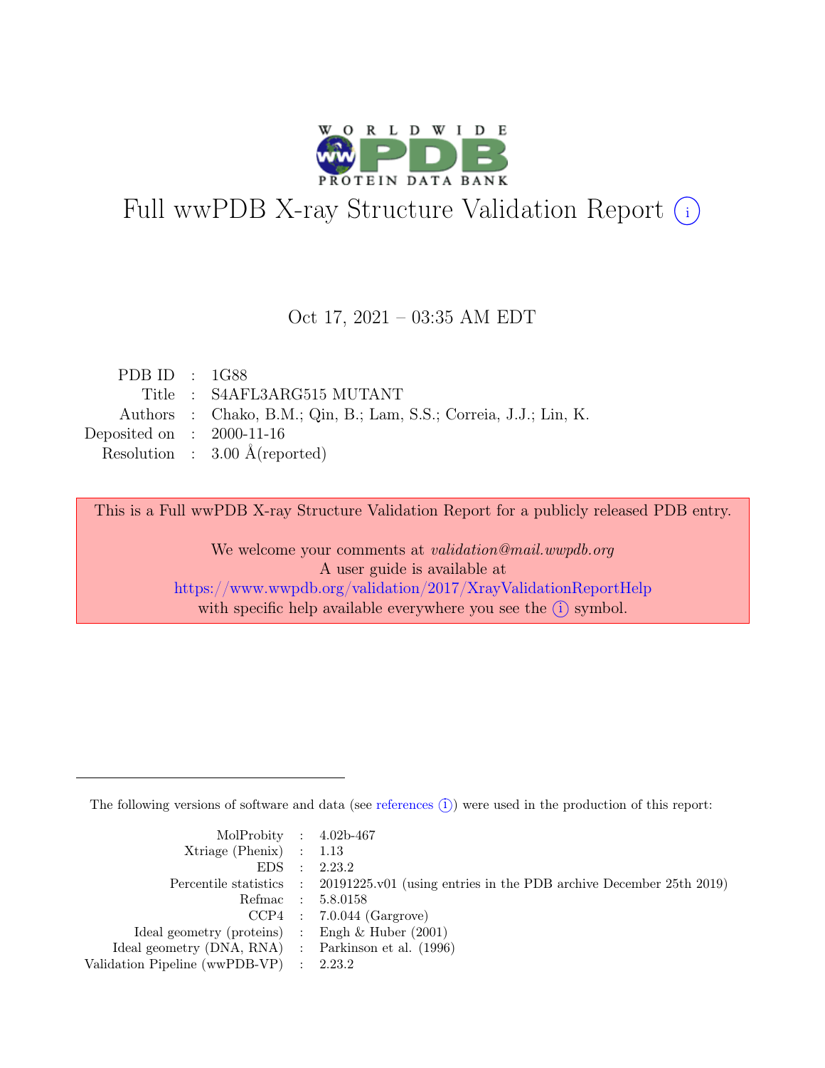# Full wwPDB X-ray Structure Validation Report (i)

Oct 17, 2021 – 03:35 AM EDT

| | | |
|---|---|---|
| PDB ID | : | 1G88 |
| Title | : | S4AFL3ARG515 MUTANT |
| Authors | : | Chako, B.M.; Qin, B.; Lam, S.S.; Correia, J.J.; Lin, K. |
| Deposited on | : | 2000-11-16 |
| Resolution | : | 3.00 Å(reported) |

This is a Full wwPDB X-ray Structure Validation Report for a publicly released PDB entry.

We welcome your comments at *validation@mail.wwpdb.org*
A user guide is available at
https://www.wwpdb.org/validation/2017/XrayValidationReportHelp
with specific help available everywhere you see the (i) symbol.

---

The following versions of software and data (see references (i)) were used in the production of this report:

| | | |
|---|---|---|
| MolProbity | : | 4.02b-467 |
| Xtriage (Phenix) | : | 1.13 |
| EDS | : | 2.23.2 |
| Percentile statistics | : | 20191225.v01 (using entries in the PDB archive December 25th 2019) |
| Refmac | : | 5.8.0158 |
| CCP4 | : | 7.0.044 (Gargrove) |
| Ideal geometry (proteins) | : | Engh & Huber (2001) |
| Ideal geometry (DNA, RNA) | : | Parkinson et al. (1996) |
| Validation Pipeline (wwPDB-VP) | : | 2.23.2 |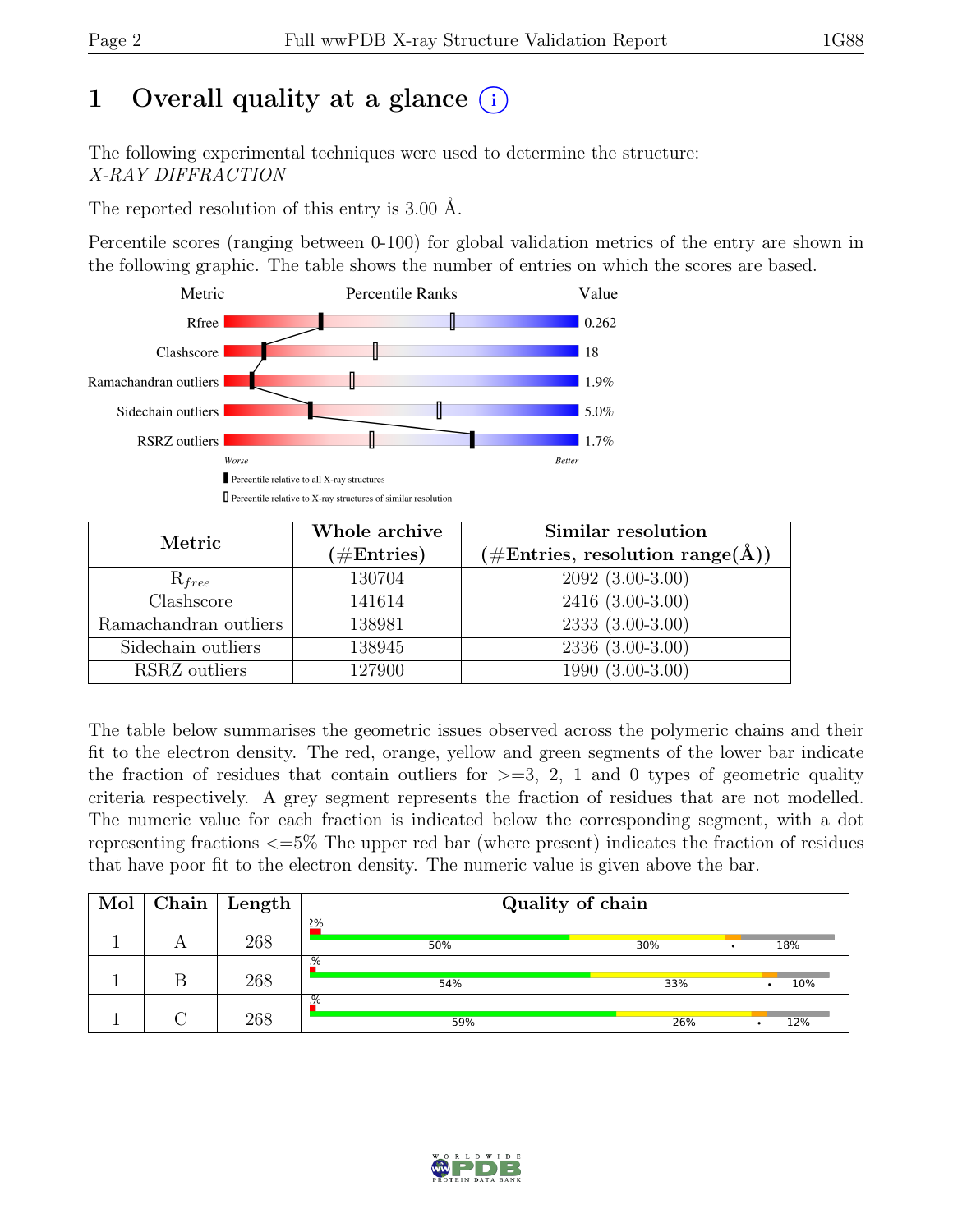# 1 Overall quality at a glance (i)

The following experimental techniques were used to determine the structure:
*X-RAY DIFFRACTION*

The reported resolution of this entry is 3.00 Å.

Percentile scores (ranging between 0-100) for global validation metrics of the entry are shown in the following graphic. The table shows the number of entries on which the scores are based.

| Metric | Value |
|---|---|
| Rfree | 0.262 |
| Clashscore | 18 |
| Ramachandran outliers | 1.9% |
| Sidechain outliers | 5.0% |
| RSRZ outliers | 1.7% |

Worse — Better

▮ Percentile relative to all X-ray structures
▯ Percentile relative to X-ray structures of similar resolution

| Metric | Whole archive (#Entries) | Similar resolution (#Entries, resolution range(Å)) |
|---|---|---|
| $R_{free}$ | 130704 | 2092 (3.00-3.00) |
| Clashscore | 141614 | 2416 (3.00-3.00) |
| Ramachandran outliers | 138981 | 2333 (3.00-3.00) |
| Sidechain outliers | 138945 | 2336 (3.00-3.00) |
| RSRZ outliers | 127900 | 1990 (3.00-3.00) |

The table below summarises the geometric issues observed across the polymeric chains and their fit to the electron density. The red, orange, yellow and green segments of the lower bar indicate the fraction of residues that contain outliers for >=3, 2, 1 and 0 types of geometric quality criteria respectively. A grey segment represents the fraction of residues that are not modelled. The numeric value for each fraction is indicated below the corresponding segment, with a dot representing fractions <=5% The upper red bar (where present) indicates the fraction of residues that have poor fit to the electron density. The numeric value is given above the bar.

| Mol | Chain | Length | Quality of chain |
|---|---|---|---|
| 1 | A | 268 | 2%; 50%, 30%, •, 18% |
| 1 | B | 268 | %; 54%, 33%, •, 10% |
| 1 | C | 268 | %; 59%, 26%, •, 12% |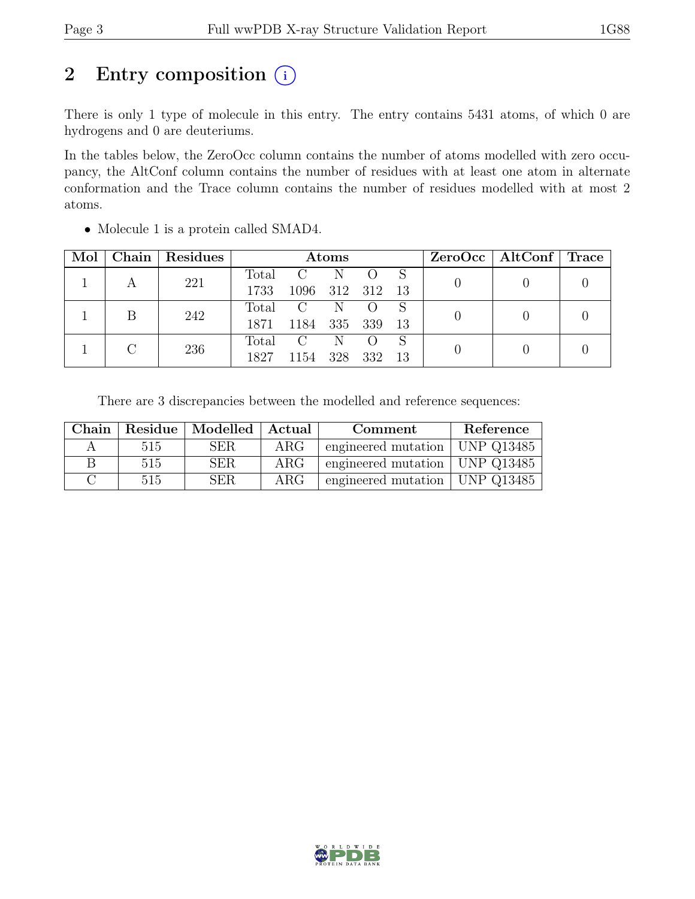# 2 Entry composition

There is only 1 type of molecule in this entry. The entry contains 5431 atoms, of which 0 are hydrogens and 0 are deuteriums.

In the tables below, the ZeroOcc column contains the number of atoms modelled with zero occupancy, the AltConf column contains the number of residues with at least one atom in alternate conformation and the Trace column contains the number of residues modelled with at most 2 atoms.

- Molecule 1 is a protein called SMAD4.

| Mol | Chain | Residues | Atoms | | | | | ZeroOcc | AltConf | Trace |
|---|---|---|---|---|---|---|---|---|---|---|
| | | | Total | C | N | O | S | | | |
| 1 | A | 221 | 1733 | 1096 | 312 | 312 | 13 | 0 | 0 | 0 |
| 1 | B | 242 | 1871 | 1184 | 335 | 339 | 13 | 0 | 0 | 0 |
| 1 | C | 236 | 1827 | 1154 | 328 | 332 | 13 | 0 | 0 | 0 |

There are 3 discrepancies between the modelled and reference sequences:

| Chain | Residue | Modelled | Actual | Comment | Reference |
|---|---|---|---|---|---|
| A | 515 | SER | ARG | engineered mutation | UNP Q13485 |
| B | 515 | SER | ARG | engineered mutation | UNP Q13485 |
| C | 515 | SER | ARG | engineered mutation | UNP Q13485 |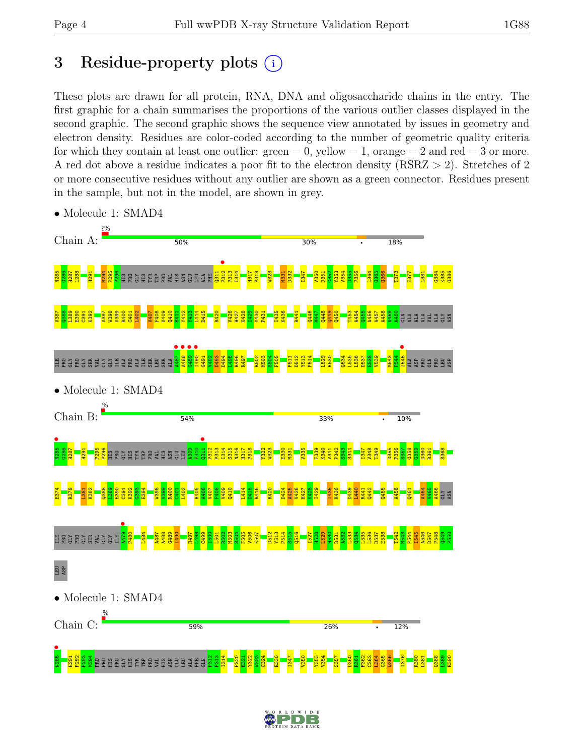# 3 Residue-property plots

These plots are drawn for all protein, RNA, DNA and oligosaccharide chains in the entry. The first graphic for a chain summarises the proportions of the various outlier classes displayed in the second graphic. The second graphic shows the sequence view annotated by issues in geometry and electron density. Residues are color-coded according to the number of geometric quality criteria for which they contain at least one outlier: green = 0, yellow = 1, orange = 2 and red = 3 or more. A red dot above a residue indicates a poor fit to the electron density (RSRZ > 2). Stretches of 2 or more consecutive residues without any outlier are shown as a green connector. Residues present in the sample, but not in the model, are shown in grey.

- Molecule 1: SMAD4

Chain A: 2% | 50% | 30% | • | 18%

N285 G286 H287 L288 H291 M294 P295 P296 HIS PRO GLY HIS TYR TRP PRO VAL HIS ASN GLU LEU ALA PHE Q311 P312 I314 H317 P318 W323 M331 D332 I347 V350 D351 G352 Y353 V354 D355 P356 L364 G365 Q366 T373 E377 L381 G384 K385 G386 V387 Q388 L389 E390 C391 K392 V397 W398 V399 R400 C401 L402 V407 F408 V409 Q410 S411 Y412 L414 D415 R420 V426 H427 K428 I429 Y430 P431 I435 K436 R441 Q446 M447 Q448 Q449 Q450 T453 A454 Q455 A456 A457 A458 A459 A460 GLN ALA ALA ALA VAL ALA GLY ASN ILE PRO GLY PRO GLY SER VAL GLY GLY ILE ALA PRO ALA ILE SER LEU SER ALA A487 A488 G489 I490 G491 V492 D493 D494 L495 R496 R497 R502 M503 S504 F505 P511 D512 Y513 P514 I529 H530 Q534 L535 L536 D537 E538 V539 M543 P544 I545 ALA ASP PRO GLN PRO LEU ASP

- Molecule 1: SMAD4

Chain B: % | 54% | 33% | • | 10%

N285 G286 H287 H291 P295 P296 HIS PRO GLY HIS TYR TRP PRO VAL HIS ASN GLU LEU A309 F310 Q311 P312 I314 S315 N316 H317 P318 Y322 W323 E330 M331 V335 F339 K340 V341 P342 S343 S344 I347 V348 T349 D355 P356 S357 G358 G359 D360 R361 S368 E374 R378 L381 H382 Q388 L389 E390 C391 K392 G393 E394 W398 V399 R400 C401 L402 H405 A406 V407 F408 V409 Q410 L414 D415 R416 R420 D424 A425 V426 H427 K428 I429 I435 K436 D439 L440 R441 Q442 Q455 A458 Q461 A464 V465 A466 GLY ASN ILE PRO GLY PRO GLY SER VAL GLY GLY ILE A479 P480 L484 A487 A488 G489 I490 R497 P498 C499 I500 L501 R502 M503 S504 F505 V506 K507 D512 Y513 P514 S515 Q516 I527 H528 L529 H530 R531 A532 L533 Q534 L535 L536 D537 E538 T542 M543 P544 I545 A546 D547 P548 Q549 P550 LEU ASP

- Molecule 1: SMAD4

Chain C: % | 59% | 26% | • | 12%

N285 H291 P292 P293 M294 PRO PRO HIS PRO GLY HIS TYR TRP PRO VAL HIS ASN GLU LEU ALA PHE GLN P312 P313 I314 P320 E321 Y322 W323 C324 E330 I347 V350 Y353 V354 S357 D360 R361 F362 C363 L364 G365 Q366 I376 R380 L381 Q388 L389 E390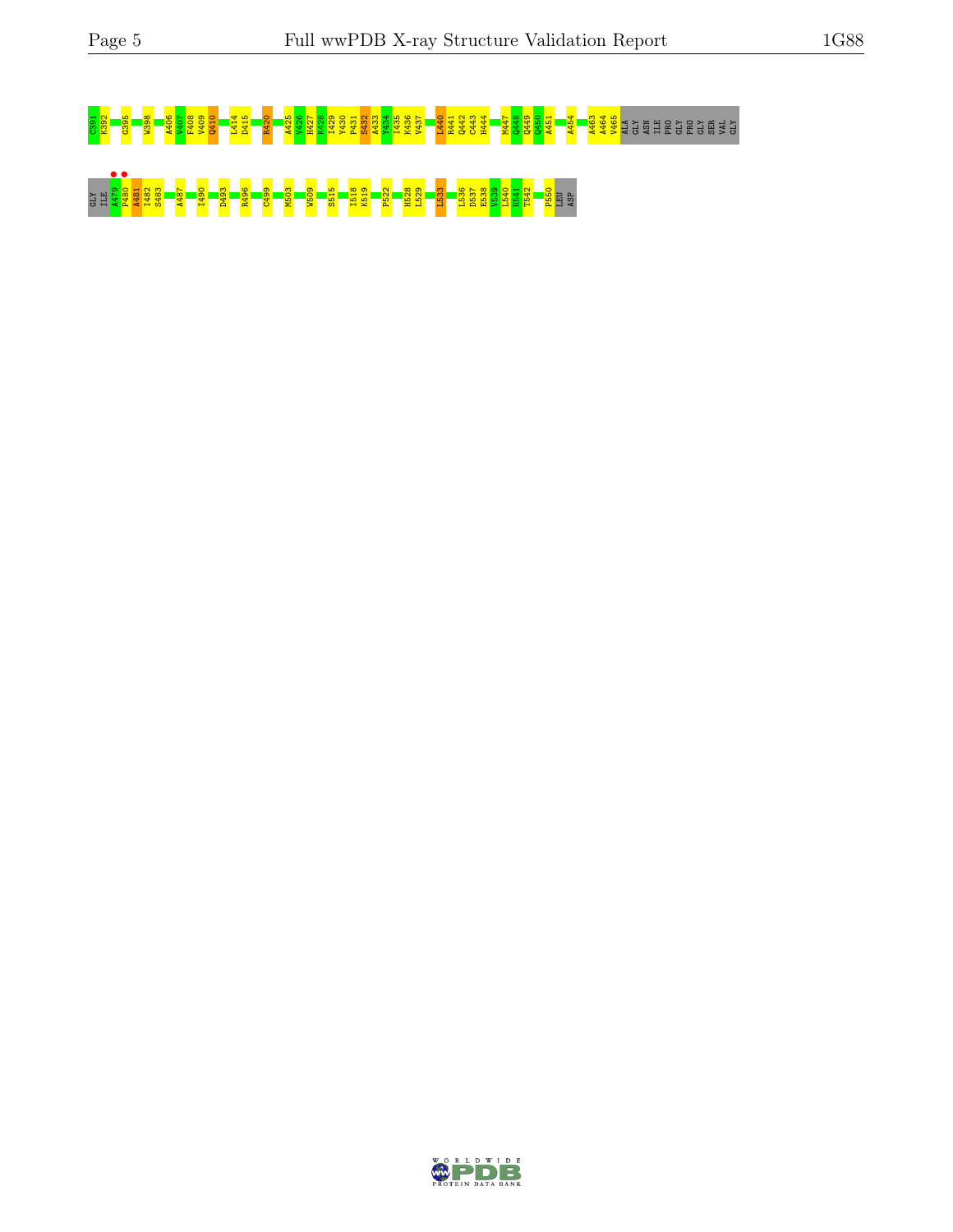C391 K392 G395 W398 A406 V407 F408 V409 Q410 L414 D415 R420 A425 V426 H427 K428 I429 Y430 P431 S432 A433 Y434 I435 K436 V437 L440 R441 Q442 C443 H444 M447 Q448 Q449 Q450 A451 A454 A463 A464 V465 ALA GLY ASN ILE PRO GLY PRO GLY SER VAL GLY

GLY ILE A479 P480 A481 I482 S483 A487 I490 D493 R496 C499 M503 W509 S515 I518 K519 P522 H528 L529 L533 L536 D537 E538 V539 L540 H541 T542 P550 LEU ASP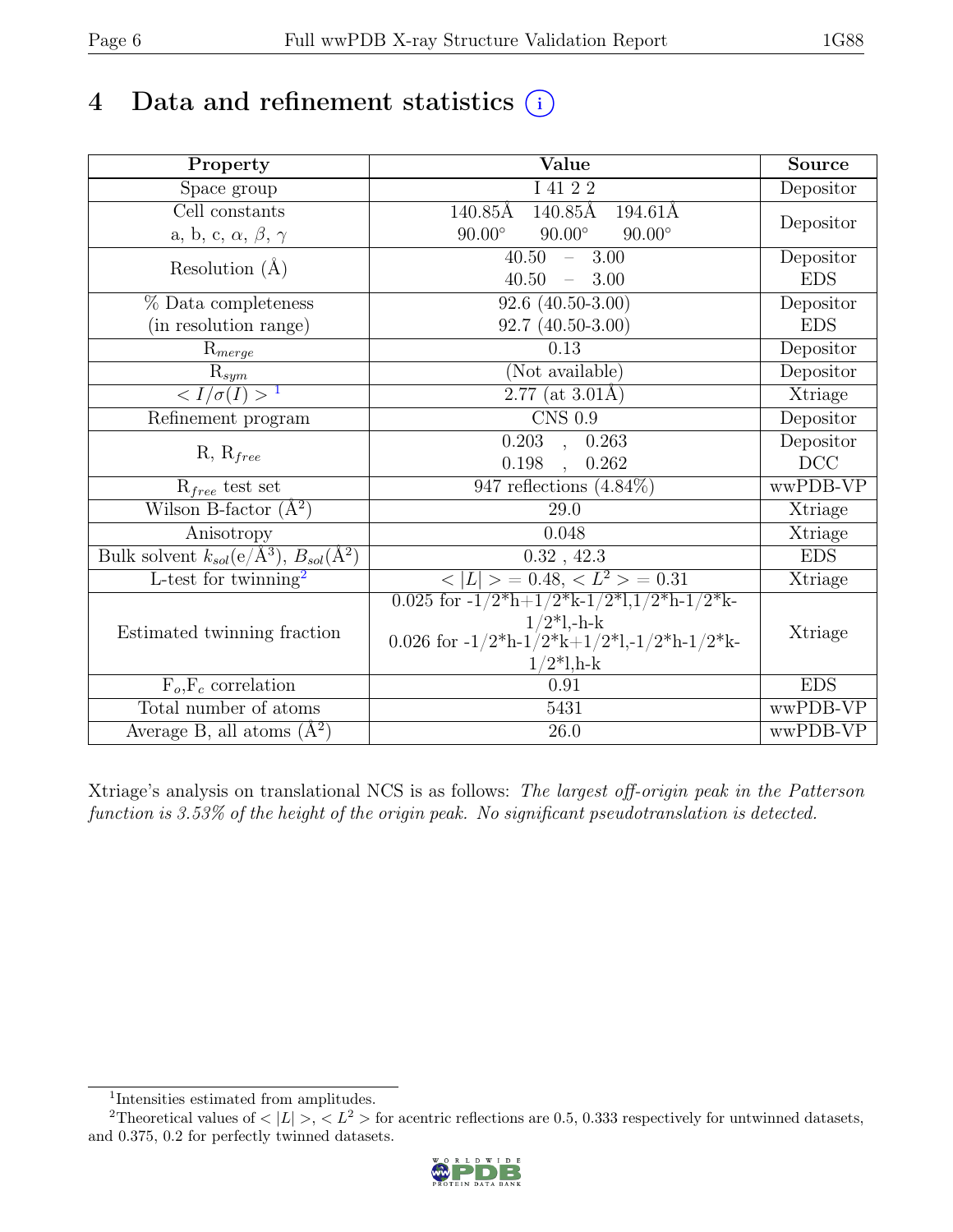# 4 Data and refinement statistics (i)

| Property | Value | Source |
|---|---|---|
| Space group | I 41 2 2 | Depositor |
| Cell constants<br>a, b, c, $\alpha$, $\beta$, $\gamma$ | 140.85Å 140.85Å 194.61Å<br>90.00° 90.00° 90.00° | Depositor |
| Resolution (Å) | 40.50 – 3.00<br>40.50 – 3.00 | Depositor<br>EDS |
| % Data completeness<br>(in resolution range) | 92.6 (40.50-3.00)<br>92.7 (40.50-3.00) | Depositor<br>EDS |
| $R_{merge}$ | 0.13 | Depositor |
| $R_{sym}$ | (Not available) | Depositor |
| $< I/\sigma(I) >$[1] | 2.77 (at 3.01Å) | Xtriage |
| Refinement program | CNS 0.9 | Depositor |
| R, $R_{free}$ | 0.203 , 0.263<br>0.198 , 0.262 | Depositor<br>DCC |
| $R_{free}$ test set | 947 reflections (4.84%) | wwPDB-VP |
| Wilson B-factor (Å$^2$) | 29.0 | Xtriage |
| Anisotropy | 0.048 | Xtriage |
| Bulk solvent $k_{sol}$(e/Å$^3$), $B_{sol}$(Å$^2$) | 0.32 , 42.3 | EDS |
| L-test for twinning[2] | $< \|L\| > = 0.48$, $< L^2 > = 0.31$ | Xtriage |
| Estimated twinning fraction | 0.025 for -1/2*h+1/2*k-1/2*l,1/2*h-1/2*k-1/2*l,-h-k<br>0.026 for -1/2*h-1/2*k+1/2*l,-1/2*h-1/2*k-1/2*l,h-k | Xtriage |
| $F_o$,$F_c$ correlation | 0.91 | EDS |
| Total number of atoms | 5431 | wwPDB-VP |
| Average B, all atoms (Å$^2$) | 26.0 | wwPDB-VP |

Xtriage's analysis on translational NCS is as follows: *The largest off-origin peak in the Patterson function is 3.53% of the height of the origin peak. No significant pseudotranslation is detected.*

[1] Intensities estimated from amplitudes.

[2] Theoretical values of $< |L| >$, $< L^2 >$ for acentric reflections are 0.5, 0.333 respectively for untwinned datasets, and 0.375, 0.2 for perfectly twinned datasets.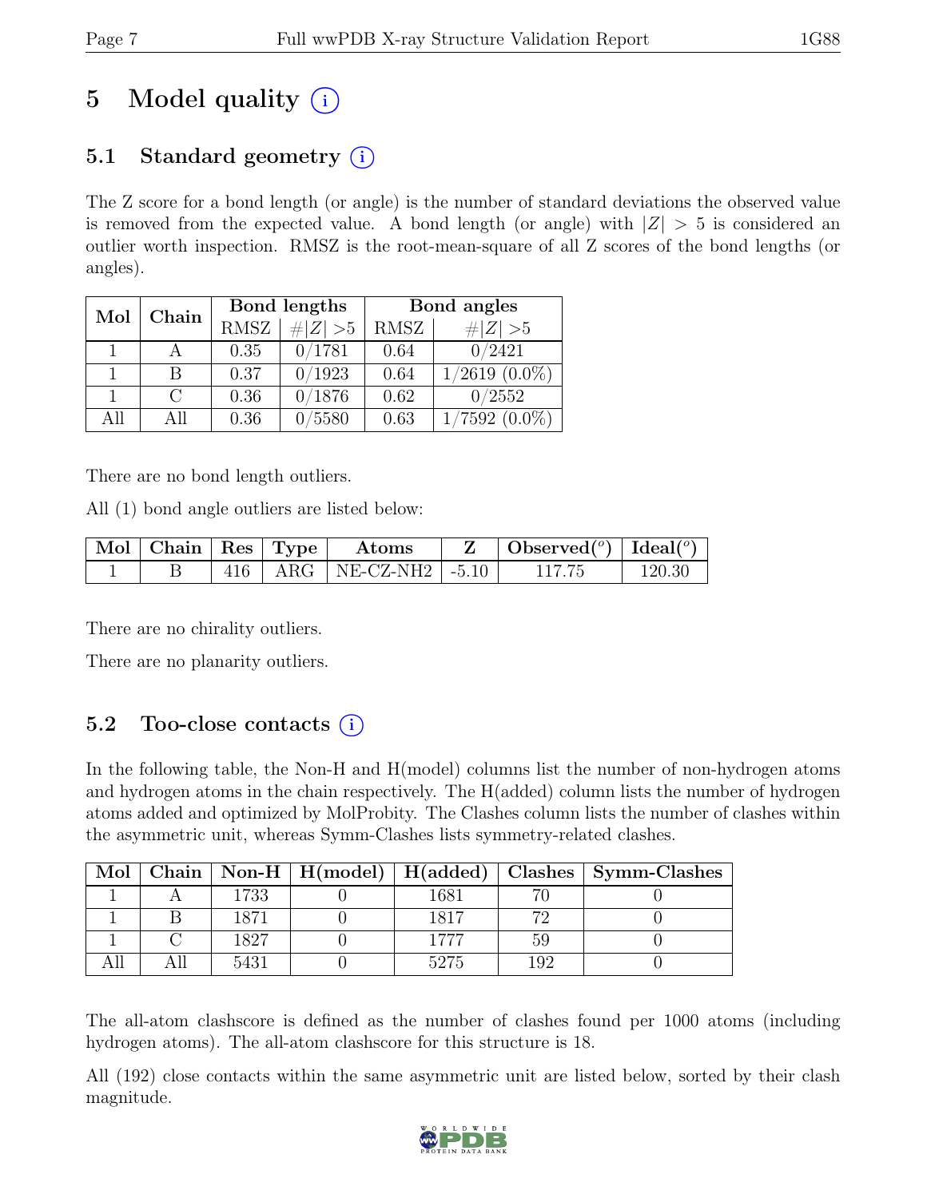# 5 Model quality (i)

## 5.1 Standard geometry (i)

The Z score for a bond length (or angle) is the number of standard deviations the observed value is removed from the expected value. A bond length (or angle) with $|Z| > 5$ is considered an outlier worth inspection. RMSZ is the root-mean-square of all Z scores of the bond lengths (or angles).

| Mol | Chain | Bond lengths | | Bond angles | |
|---|---|---|---|---|---|
| | | RMSZ | #\|Z\| >5 | RMSZ | #\|Z\| >5 |
| 1 | A | 0.35 | 0/1781 | 0.64 | 0/2421 |
| 1 | B | 0.37 | 0/1923 | 0.64 | 1/2619 (0.0%) |
| 1 | C | 0.36 | 0/1876 | 0.62 | 0/2552 |
| All | All | 0.36 | 0/5580 | 0.63 | 1/7592 (0.0%) |

There are no bond length outliers.

All (1) bond angle outliers are listed below:

| Mol | Chain | Res | Type | Atoms | Z | Observed(°) | Ideal(°) |
|---|---|---|---|---|---|---|---|
| 1 | B | 416 | ARG | NE-CZ-NH2 | -5.10 | 117.75 | 120.30 |

There are no chirality outliers.

There are no planarity outliers.

## 5.2 Too-close contacts (i)

In the following table, the Non-H and H(model) columns list the number of non-hydrogen atoms and hydrogen atoms in the chain respectively. The H(added) column lists the number of hydrogen atoms added and optimized by MolProbity. The Clashes column lists the number of clashes within the asymmetric unit, whereas Symm-Clashes lists symmetry-related clashes.

| Mol | Chain | Non-H | H(model) | H(added) | Clashes | Symm-Clashes |
|---|---|---|---|---|---|---|
| 1 | A | 1733 | 0 | 1681 | 70 | 0 |
| 1 | B | 1871 | 0 | 1817 | 72 | 0 |
| 1 | C | 1827 | 0 | 1777 | 59 | 0 |
| All | All | 5431 | 0 | 5275 | 192 | 0 |

The all-atom clashscore is defined as the number of clashes found per 1000 atoms (including hydrogen atoms). The all-atom clashscore for this structure is 18.

All (192) close contacts within the same asymmetric unit are listed below, sorted by their clash magnitude.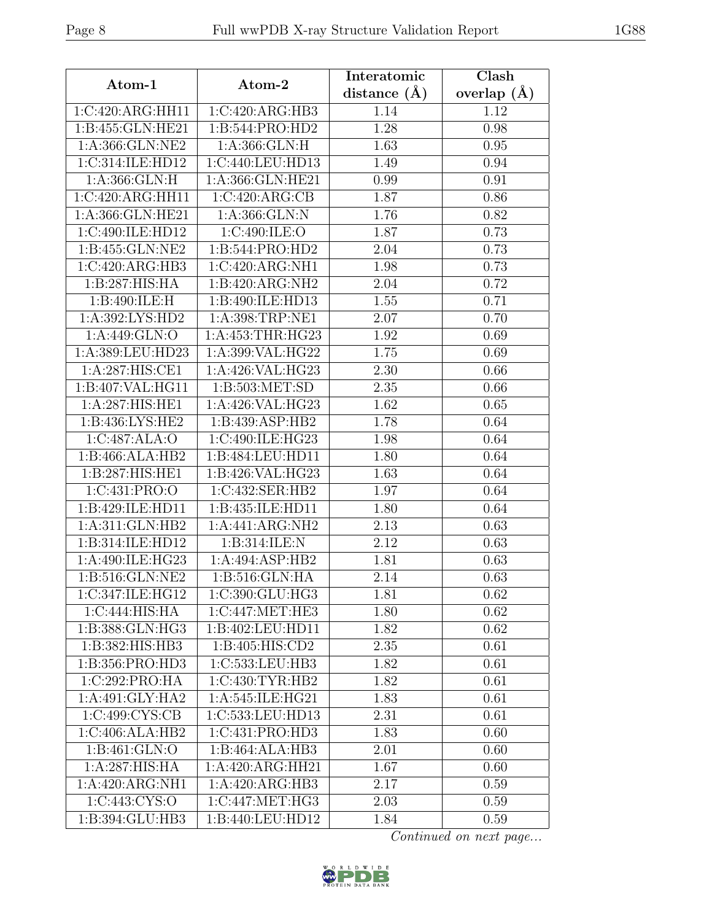| Atom-1 | Atom-2 | Interatomic distance (Å) | Clash overlap (Å) |
|---|---|---|---|
| 1:C:420:ARG:HH11 | 1:C:420:ARG:HB3 | 1.14 | 1.12 |
| 1:B:455:GLN:HE21 | 1:B:544:PRO:HD2 | 1.28 | 0.98 |
| 1:A:366:GLN:NE2 | 1:A:366:GLN:H | 1.63 | 0.95 |
| 1:C:314:ILE:HD12 | 1:C:440:LEU:HD13 | 1.49 | 0.94 |
| 1:A:366:GLN:H | 1:A:366:GLN:HE21 | 0.99 | 0.91 |
| 1:C:420:ARG:HH11 | 1:C:420:ARG:CB | 1.87 | 0.86 |
| 1:A:366:GLN:HE21 | 1:A:366:GLN:N | 1.76 | 0.82 |
| 1:C:490:ILE:HD12 | 1:C:490:ILE:O | 1.87 | 0.73 |
| 1:B:455:GLN:NE2 | 1:B:544:PRO:HD2 | 2.04 | 0.73 |
| 1:C:420:ARG:HB3 | 1:C:420:ARG:NH1 | 1.98 | 0.73 |
| 1:B:287:HIS:HA | 1:B:420:ARG:NH2 | 2.04 | 0.72 |
| 1:B:490:ILE:H | 1:B:490:ILE:HD13 | 1.55 | 0.71 |
| 1:A:392:LYS:HD2 | 1:A:398:TRP:NE1 | 2.07 | 0.70 |
| 1:A:449:GLN:O | 1:A:453:THR:HG23 | 1.92 | 0.69 |
| 1:A:389:LEU:HD23 | 1:A:399:VAL:HG22 | 1.75 | 0.69 |
| 1:A:287:HIS:CE1 | 1:A:426:VAL:HG23 | 2.30 | 0.66 |
| 1:B:407:VAL:HG11 | 1:B:503:MET:SD | 2.35 | 0.66 |
| 1:A:287:HIS:HE1 | 1:A:426:VAL:HG23 | 1.62 | 0.65 |
| 1:B:436:LYS:HE2 | 1:B:439:ASP:HB2 | 1.78 | 0.64 |
| 1:C:487:ALA:O | 1:C:490:ILE:HG23 | 1.98 | 0.64 |
| 1:B:466:ALA:HB2 | 1:B:484:LEU:HD11 | 1.80 | 0.64 |
| 1:B:287:HIS:HE1 | 1:B:426:VAL:HG23 | 1.63 | 0.64 |
| 1:C:431:PRO:O | 1:C:432:SER:HB2 | 1.97 | 0.64 |
| 1:B:429:ILE:HD11 | 1:B:435:ILE:HD11 | 1.80 | 0.64 |
| 1:A:311:GLN:HB2 | 1:A:441:ARG:NH2 | 2.13 | 0.63 |
| 1:B:314:ILE:HD12 | 1:B:314:ILE:N | 2.12 | 0.63 |
| 1:A:490:ILE:HG23 | 1:A:494:ASP:HB2 | 1.81 | 0.63 |
| 1:B:516:GLN:NE2 | 1:B:516:GLN:HA | 2.14 | 0.63 |
| 1:C:347:ILE:HG12 | 1:C:390:GLU:HG3 | 1.81 | 0.62 |
| 1:C:444:HIS:HA | 1:C:447:MET:HE3 | 1.80 | 0.62 |
| 1:B:388:GLN:HG3 | 1:B:402:LEU:HD11 | 1.82 | 0.62 |
| 1:B:382:HIS:HB3 | 1:B:405:HIS:CD2 | 2.35 | 0.61 |
| 1:B:356:PRO:HD3 | 1:C:533:LEU:HB3 | 1.82 | 0.61 |
| 1:C:292:PRO:HA | 1:C:430:TYR:HB2 | 1.82 | 0.61 |
| 1:A:491:GLY:HA2 | 1:A:545:ILE:HG21 | 1.83 | 0.61 |
| 1:C:499:CYS:CB | 1:C:533:LEU:HD13 | 2.31 | 0.61 |
| 1:C:406:ALA:HB2 | 1:C:431:PRO:HD3 | 1.83 | 0.60 |
| 1:B:461:GLN:O | 1:B:464:ALA:HB3 | 2.01 | 0.60 |
| 1:A:287:HIS:HA | 1:A:420:ARG:HH21 | 1.67 | 0.60 |
| 1:A:420:ARG:NH1 | 1:A:420:ARG:HB3 | 2.17 | 0.59 |
| 1:C:443:CYS:O | 1:C:447:MET:HG3 | 2.03 | 0.59 |
| 1:B:394:GLU:HB3 | 1:B:440:LEU:HD12 | 1.84 | 0.59 |

*Continued on next page...*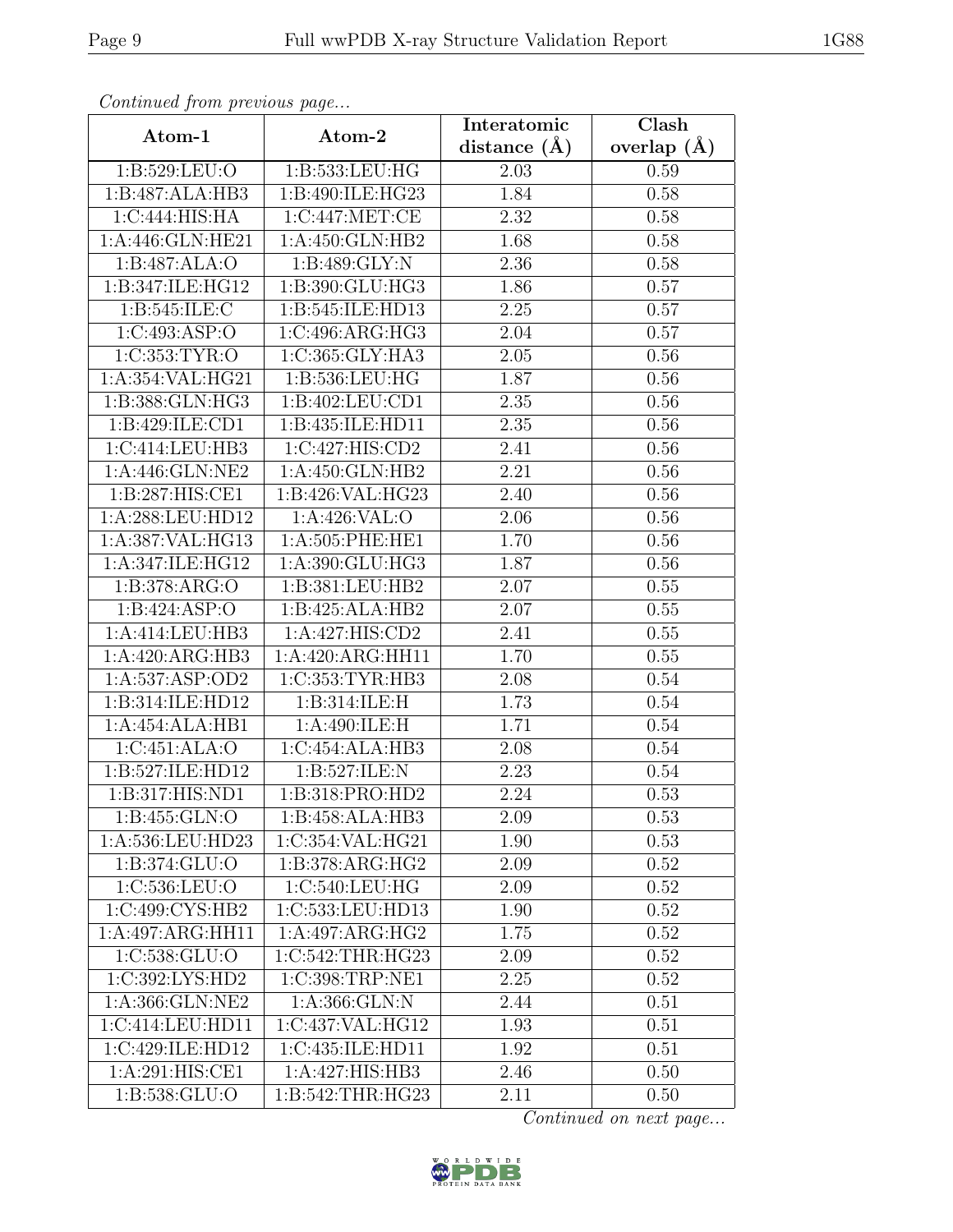*Continued from previous page...*

| Atom-1 | Atom-2 | Interatomic distance (Å) | Clash overlap (Å) |
| --- | --- | --- | --- |
| 1:B:529:LEU:O | 1:B:533:LEU:HG | 2.03 | 0.59 |
| 1:B:487:ALA:HB3 | 1:B:490:ILE:HG23 | 1.84 | 0.58 |
| 1:C:444:HIS:HA | 1:C:447:MET:CE | 2.32 | 0.58 |
| 1:A:446:GLN:HE21 | 1:A:450:GLN:HB2 | 1.68 | 0.58 |
| 1:B:487:ALA:O | 1:B:489:GLY:N | 2.36 | 0.58 |
| 1:B:347:ILE:HG12 | 1:B:390:GLU:HG3 | 1.86 | 0.57 |
| 1:B:545:ILE:C | 1:B:545:ILE:HD13 | 2.25 | 0.57 |
| 1:C:493:ASP:O | 1:C:496:ARG:HG3 | 2.04 | 0.57 |
| 1:C:353:TYR:O | 1:C:365:GLY:HA3 | 2.05 | 0.56 |
| 1:A:354:VAL:HG21 | 1:B:536:LEU:HG | 1.87 | 0.56 |
| 1:B:388:GLN:HG3 | 1:B:402:LEU:CD1 | 2.35 | 0.56 |
| 1:B:429:ILE:CD1 | 1:B:435:ILE:HD11 | 2.35 | 0.56 |
| 1:C:414:LEU:HB3 | 1:C:427:HIS:CD2 | 2.41 | 0.56 |
| 1:A:446:GLN:NE2 | 1:A:450:GLN:HB2 | 2.21 | 0.56 |
| 1:B:287:HIS:CE1 | 1:B:426:VAL:HG23 | 2.40 | 0.56 |
| 1:A:288:LEU:HD12 | 1:A:426:VAL:O | 2.06 | 0.56 |
| 1:A:387:VAL:HG13 | 1:A:505:PHE:HE1 | 1.70 | 0.56 |
| 1:A:347:ILE:HG12 | 1:A:390:GLU:HG3 | 1.87 | 0.56 |
| 1:B:378:ARG:O | 1:B:381:LEU:HB2 | 2.07 | 0.55 |
| 1:B:424:ASP:O | 1:B:425:ALA:HB2 | 2.07 | 0.55 |
| 1:A:414:LEU:HB3 | 1:A:427:HIS:CD2 | 2.41 | 0.55 |
| 1:A:420:ARG:HB3 | 1:A:420:ARG:HH11 | 1.70 | 0.55 |
| 1:A:537:ASP:OD2 | 1:C:353:TYR:HB3 | 2.08 | 0.54 |
| 1:B:314:ILE:HD12 | 1:B:314:ILE:H | 1.73 | 0.54 |
| 1:A:454:ALA:HB1 | 1:A:490:ILE:H | 1.71 | 0.54 |
| 1:C:451:ALA:O | 1:C:454:ALA:HB3 | 2.08 | 0.54 |
| 1:B:527:ILE:HD12 | 1:B:527:ILE:N | 2.23 | 0.54 |
| 1:B:317:HIS:ND1 | 1:B:318:PRO:HD2 | 2.24 | 0.53 |
| 1:B:455:GLN:O | 1:B:458:ALA:HB3 | 2.09 | 0.53 |
| 1:A:536:LEU:HD23 | 1:C:354:VAL:HG21 | 1.90 | 0.53 |
| 1:B:374:GLU:O | 1:B:378:ARG:HG2 | 2.09 | 0.52 |
| 1:C:536:LEU:O | 1:C:540:LEU:HG | 2.09 | 0.52 |
| 1:C:499:CYS:HB2 | 1:C:533:LEU:HD13 | 1.90 | 0.52 |
| 1:A:497:ARG:HH11 | 1:A:497:ARG:HG2 | 1.75 | 0.52 |
| 1:C:538:GLU:O | 1:C:542:THR:HG23 | 2.09 | 0.52 |
| 1:C:392:LYS:HD2 | 1:C:398:TRP:NE1 | 2.25 | 0.52 |
| 1:A:366:GLN:NE2 | 1:A:366:GLN:N | 2.44 | 0.51 |
| 1:C:414:LEU:HD11 | 1:C:437:VAL:HG12 | 1.93 | 0.51 |
| 1:C:429:ILE:HD12 | 1:C:435:ILE:HD11 | 1.92 | 0.51 |
| 1:A:291:HIS:CE1 | 1:A:427:HIS:HB3 | 2.46 | 0.50 |
| 1:B:538:GLU:O | 1:B:542:THR:HG23 | 2.11 | 0.50 |

*Continued on next page...*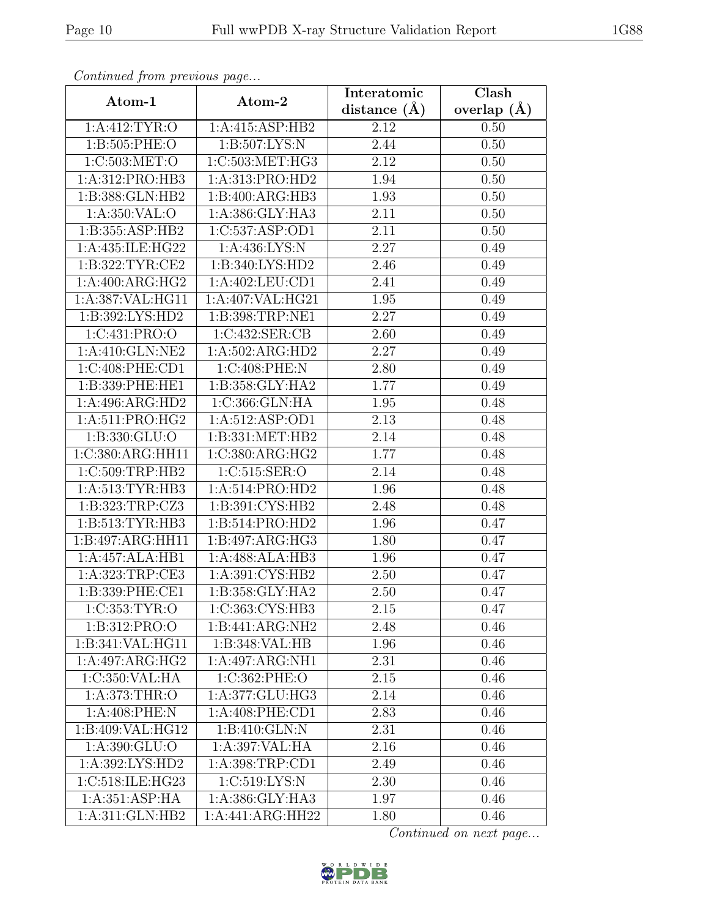*Continued from previous page...*

| Atom-1 | Atom-2 | Interatomic distance (Å) | Clash overlap (Å) |
| --- | --- | --- | --- |
| 1:A:412:TYR:O | 1:A:415:ASP:HB2 | 2.12 | 0.50 |
| 1:B:505:PHE:O | 1:B:507:LYS:N | 2.44 | 0.50 |
| 1:C:503:MET:O | 1:C:503:MET:HG3 | 2.12 | 0.50 |
| 1:A:312:PRO:HB3 | 1:A:313:PRO:HD2 | 1.94 | 0.50 |
| 1:B:388:GLN:HB2 | 1:B:400:ARG:HB3 | 1.93 | 0.50 |
| 1:A:350:VAL:O | 1:A:386:GLY:HA3 | 2.11 | 0.50 |
| 1:B:355:ASP:HB2 | 1:C:537:ASP:OD1 | 2.11 | 0.50 |
| 1:A:435:ILE:HG22 | 1:A:436:LYS:N | 2.27 | 0.49 |
| 1:B:322:TYR:CE2 | 1:B:340:LYS:HD2 | 2.46 | 0.49 |
| 1:A:400:ARG:HG2 | 1:A:402:LEU:CD1 | 2.41 | 0.49 |
| 1:A:387:VAL:HG11 | 1:A:407:VAL:HG21 | 1.95 | 0.49 |
| 1:B:392:LYS:HD2 | 1:B:398:TRP:NE1 | 2.27 | 0.49 |
| 1:C:431:PRO:O | 1:C:432:SER:CB | 2.60 | 0.49 |
| 1:A:410:GLN:NE2 | 1:A:502:ARG:HD2 | 2.27 | 0.49 |
| 1:C:408:PHE:CD1 | 1:C:408:PHE:N | 2.80 | 0.49 |
| 1:B:339:PHE:HE1 | 1:B:358:GLY:HA2 | 1.77 | 0.49 |
| 1:A:496:ARG:HD2 | 1:C:366:GLN:HA | 1.95 | 0.48 |
| 1:A:511:PRO:HG2 | 1:A:512:ASP:OD1 | 2.13 | 0.48 |
| 1:B:330:GLU:O | 1:B:331:MET:HB2 | 2.14 | 0.48 |
| 1:C:380:ARG:HH11 | 1:C:380:ARG:HG2 | 1.77 | 0.48 |
| 1:C:509:TRP:HB2 | 1:C:515:SER:O | 2.14 | 0.48 |
| 1:A:513:TYR:HB3 | 1:A:514:PRO:HD2 | 1.96 | 0.48 |
| 1:B:323:TRP:CZ3 | 1:B:391:CYS:HB2 | 2.48 | 0.48 |
| 1:B:513:TYR:HB3 | 1:B:514:PRO:HD2 | 1.96 | 0.47 |
| 1:B:497:ARG:HH11 | 1:B:497:ARG:HG3 | 1.80 | 0.47 |
| 1:A:457:ALA:HB1 | 1:A:488:ALA:HB3 | 1.96 | 0.47 |
| 1:A:323:TRP:CE3 | 1:A:391:CYS:HB2 | 2.50 | 0.47 |
| 1:B:339:PHE:CE1 | 1:B:358:GLY:HA2 | 2.50 | 0.47 |
| 1:C:353:TYR:O | 1:C:363:CYS:HB3 | 2.15 | 0.47 |
| 1:B:312:PRO:O | 1:B:441:ARG:NH2 | 2.48 | 0.46 |
| 1:B:341:VAL:HG11 | 1:B:348:VAL:HB | 1.96 | 0.46 |
| 1:A:497:ARG:HG2 | 1:A:497:ARG:NH1 | 2.31 | 0.46 |
| 1:C:350:VAL:HA | 1:C:362:PHE:O | 2.15 | 0.46 |
| 1:A:373:THR:O | 1:A:377:GLU:HG3 | 2.14 | 0.46 |
| 1:A:408:PHE:N | 1:A:408:PHE:CD1 | 2.83 | 0.46 |
| 1:B:409:VAL:HG12 | 1:B:410:GLN:N | 2.31 | 0.46 |
| 1:A:390:GLU:O | 1:A:397:VAL:HA | 2.16 | 0.46 |
| 1:A:392:LYS:HD2 | 1:A:398:TRP:CD1 | 2.49 | 0.46 |
| 1:C:518:ILE:HG23 | 1:C:519:LYS:N | 2.30 | 0.46 |
| 1:A:351:ASP:HA | 1:A:386:GLY:HA3 | 1.97 | 0.46 |
| 1:A:311:GLN:HB2 | 1:A:441:ARG:HH22 | 1.80 | 0.46 |

*Continued on next page...*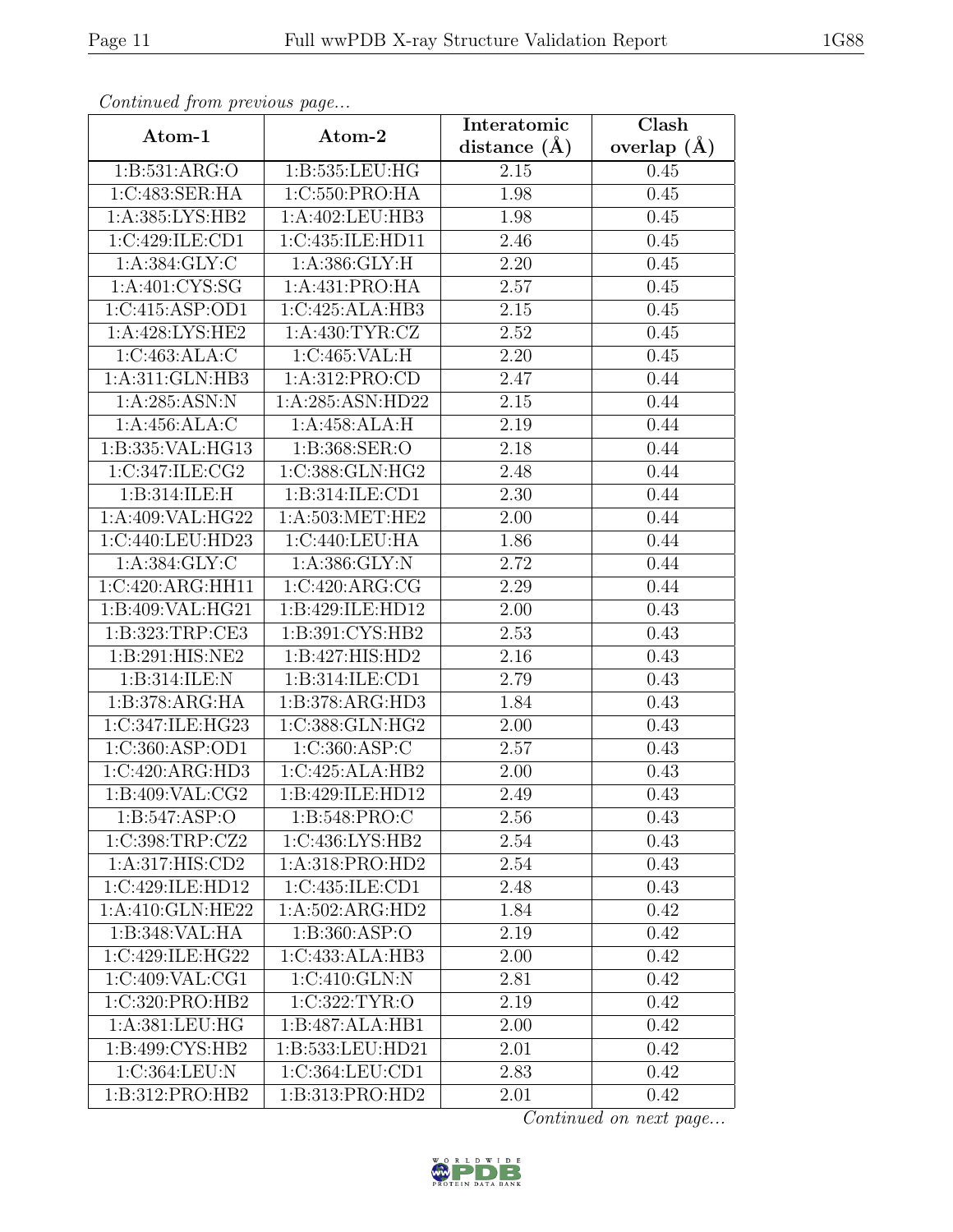*Continued from previous page...*

| Atom-1 | Atom-2 | Interatomic distance (Å) | Clash overlap (Å) |
|---|---|---|---|
| 1:B:531:ARG:O | 1:B:535:LEU:HG | 2.15 | 0.45 |
| 1:C:483:SER:HA | 1:C:550:PRO:HA | 1.98 | 0.45 |
| 1:A:385:LYS:HB2 | 1:A:402:LEU:HB3 | 1.98 | 0.45 |
| 1:C:429:ILE:CD1 | 1:C:435:ILE:HD11 | 2.46 | 0.45 |
| 1:A:384:GLY:C | 1:A:386:GLY:H | 2.20 | 0.45 |
| 1:A:401:CYS:SG | 1:A:431:PRO:HA | 2.57 | 0.45 |
| 1:C:415:ASP:OD1 | 1:C:425:ALA:HB3 | 2.15 | 0.45 |
| 1:A:428:LYS:HE2 | 1:A:430:TYR:CZ | 2.52 | 0.45 |
| 1:C:463:ALA:C | 1:C:465:VAL:H | 2.20 | 0.45 |
| 1:A:311:GLN:HB3 | 1:A:312:PRO:CD | 2.47 | 0.44 |
| 1:A:285:ASN:N | 1:A:285:ASN:HD22 | 2.15 | 0.44 |
| 1:A:456:ALA:C | 1:A:458:ALA:H | 2.19 | 0.44 |
| 1:B:335:VAL:HG13 | 1:B:368:SER:O | 2.18 | 0.44 |
| 1:C:347:ILE:CG2 | 1:C:388:GLN:HG2 | 2.48 | 0.44 |
| 1:B:314:ILE:H | 1:B:314:ILE:CD1 | 2.30 | 0.44 |
| 1:A:409:VAL:HG22 | 1:A:503:MET:HE2 | 2.00 | 0.44 |
| 1:C:440:LEU:HD23 | 1:C:440:LEU:HA | 1.86 | 0.44 |
| 1:A:384:GLY:C | 1:A:386:GLY:N | 2.72 | 0.44 |
| 1:C:420:ARG:HH11 | 1:C:420:ARG:CG | 2.29 | 0.44 |
| 1:B:409:VAL:HG21 | 1:B:429:ILE:HD12 | 2.00 | 0.43 |
| 1:B:323:TRP:CE3 | 1:B:391:CYS:HB2 | 2.53 | 0.43 |
| 1:B:291:HIS:NE2 | 1:B:427:HIS:HD2 | 2.16 | 0.43 |
| 1:B:314:ILE:N | 1:B:314:ILE:CD1 | 2.79 | 0.43 |
| 1:B:378:ARG:HA | 1:B:378:ARG:HD3 | 1.84 | 0.43 |
| 1:C:347:ILE:HG23 | 1:C:388:GLN:HG2 | 2.00 | 0.43 |
| 1:C:360:ASP:OD1 | 1:C:360:ASP:C | 2.57 | 0.43 |
| 1:C:420:ARG:HD3 | 1:C:425:ALA:HB2 | 2.00 | 0.43 |
| 1:B:409:VAL:CG2 | 1:B:429:ILE:HD12 | 2.49 | 0.43 |
| 1:B:547:ASP:O | 1:B:548:PRO:C | 2.56 | 0.43 |
| 1:C:398:TRP:CZ2 | 1:C:436:LYS:HB2 | 2.54 | 0.43 |
| 1:A:317:HIS:CD2 | 1:A:318:PRO:HD2 | 2.54 | 0.43 |
| 1:C:429:ILE:HD12 | 1:C:435:ILE:CD1 | 2.48 | 0.43 |
| 1:A:410:GLN:HE22 | 1:A:502:ARG:HD2 | 1.84 | 0.42 |
| 1:B:348:VAL:HA | 1:B:360:ASP:O | 2.19 | 0.42 |
| 1:C:429:ILE:HG22 | 1:C:433:ALA:HB3 | 2.00 | 0.42 |
| 1:C:409:VAL:CG1 | 1:C:410:GLN:N | 2.81 | 0.42 |
| 1:C:320:PRO:HB2 | 1:C:322:TYR:O | 2.19 | 0.42 |
| 1:A:381:LEU:HG | 1:B:487:ALA:HB1 | 2.00 | 0.42 |
| 1:B:499:CYS:HB2 | 1:B:533:LEU:HD21 | 2.01 | 0.42 |
| 1:C:364:LEU:N | 1:C:364:LEU:CD1 | 2.83 | 0.42 |
| 1:B:312:PRO:HB2 | 1:B:313:PRO:HD2 | 2.01 | 0.42 |

*Continued on next page...*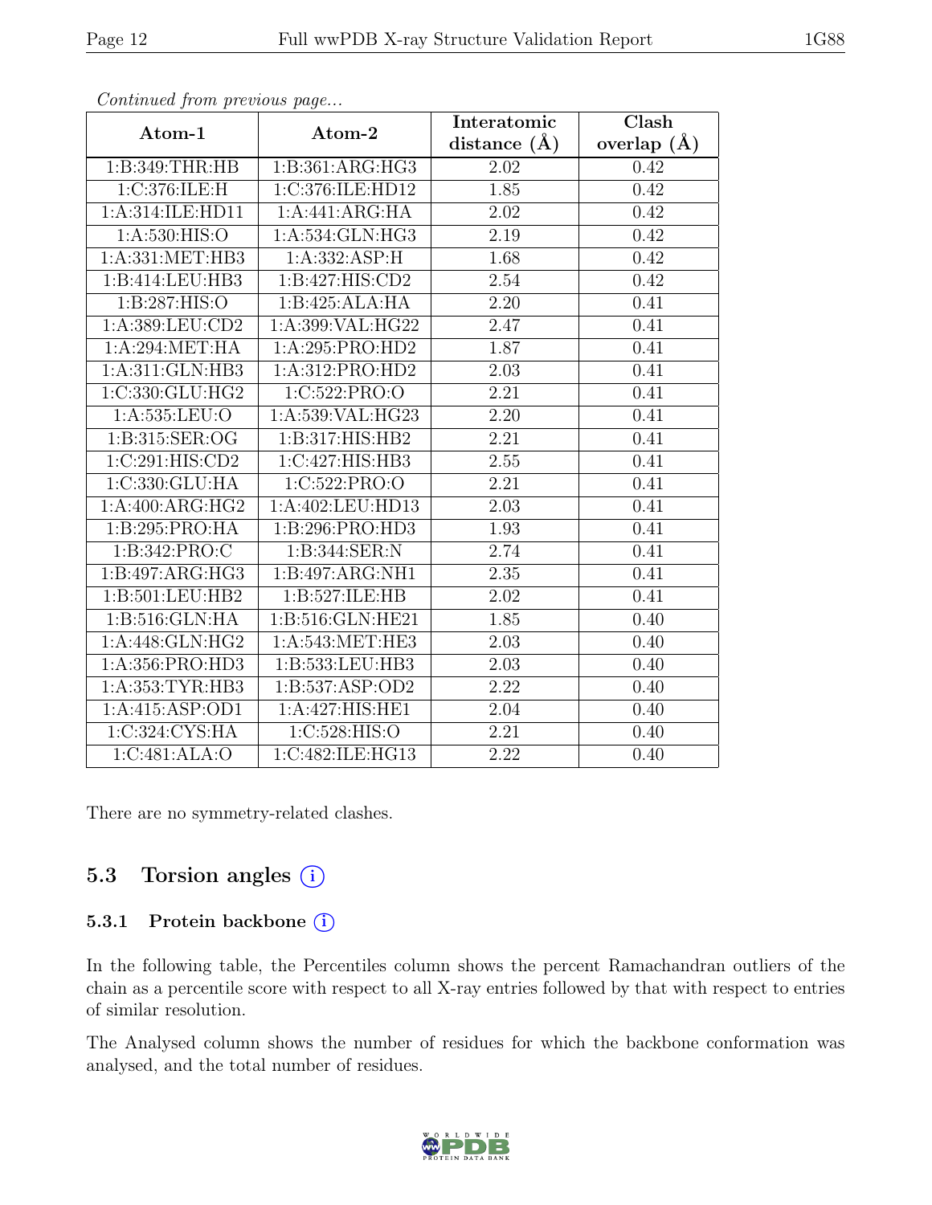*Continued from previous page...*

| Atom-1 | Atom-2 | Interatomic distance (Å) | Clash overlap (Å) |
|---|---|---|---|
| 1:B:349:THR:HB | 1:B:361:ARG:HG3 | 2.02 | 0.42 |
| 1:C:376:ILE:H | 1:C:376:ILE:HD12 | 1.85 | 0.42 |
| 1:A:314:ILE:HD11 | 1:A:441:ARG:HA | 2.02 | 0.42 |
| 1:A:530:HIS:O | 1:A:534:GLN:HG3 | 2.19 | 0.42 |
| 1:A:331:MET:HB3 | 1:A:332:ASP:H | 1.68 | 0.42 |
| 1:B:414:LEU:HB3 | 1:B:427:HIS:CD2 | 2.54 | 0.42 |
| 1:B:287:HIS:O | 1:B:425:ALA:HA | 2.20 | 0.41 |
| 1:A:389:LEU:CD2 | 1:A:399:VAL:HG22 | 2.47 | 0.41 |
| 1:A:294:MET:HA | 1:A:295:PRO:HD2 | 1.87 | 0.41 |
| 1:A:311:GLN:HB3 | 1:A:312:PRO:HD2 | 2.03 | 0.41 |
| 1:C:330:GLU:HG2 | 1:C:522:PRO:O | 2.21 | 0.41 |
| 1:A:535:LEU:O | 1:A:539:VAL:HG23 | 2.20 | 0.41 |
| 1:B:315:SER:OG | 1:B:317:HIS:HB2 | 2.21 | 0.41 |
| 1:C:291:HIS:CD2 | 1:C:427:HIS:HB3 | 2.55 | 0.41 |
| 1:C:330:GLU:HA | 1:C:522:PRO:O | 2.21 | 0.41 |
| 1:A:400:ARG:HG2 | 1:A:402:LEU:HD13 | 2.03 | 0.41 |
| 1:B:295:PRO:HA | 1:B:296:PRO:HD3 | 1.93 | 0.41 |
| 1:B:342:PRO:C | 1:B:344:SER:N | 2.74 | 0.41 |
| 1:B:497:ARG:HG3 | 1:B:497:ARG:NH1 | 2.35 | 0.41 |
| 1:B:501:LEU:HB2 | 1:B:527:ILE:HB | 2.02 | 0.41 |
| 1:B:516:GLN:HA | 1:B:516:GLN:HE21 | 1.85 | 0.40 |
| 1:A:448:GLN:HG2 | 1:A:543:MET:HE3 | 2.03 | 0.40 |
| 1:A:356:PRO:HD3 | 1:B:533:LEU:HB3 | 2.03 | 0.40 |
| 1:A:353:TYR:HB3 | 1:B:537:ASP:OD2 | 2.22 | 0.40 |
| 1:A:415:ASP:OD1 | 1:A:427:HIS:HE1 | 2.04 | 0.40 |
| 1:C:324:CYS:HA | 1:C:528:HIS:O | 2.21 | 0.40 |
| 1:C:481:ALA:O | 1:C:482:ILE:HG13 | 2.22 | 0.40 |

There are no symmetry-related clashes.

## 5.3 Torsion angles

### 5.3.1 Protein backbone

In the following table, the Percentiles column shows the percent Ramachandran outliers of the chain as a percentile score with respect to all X-ray entries followed by that with respect to entries of similar resolution.

The Analysed column shows the number of residues for which the backbone conformation was analysed, and the total number of residues.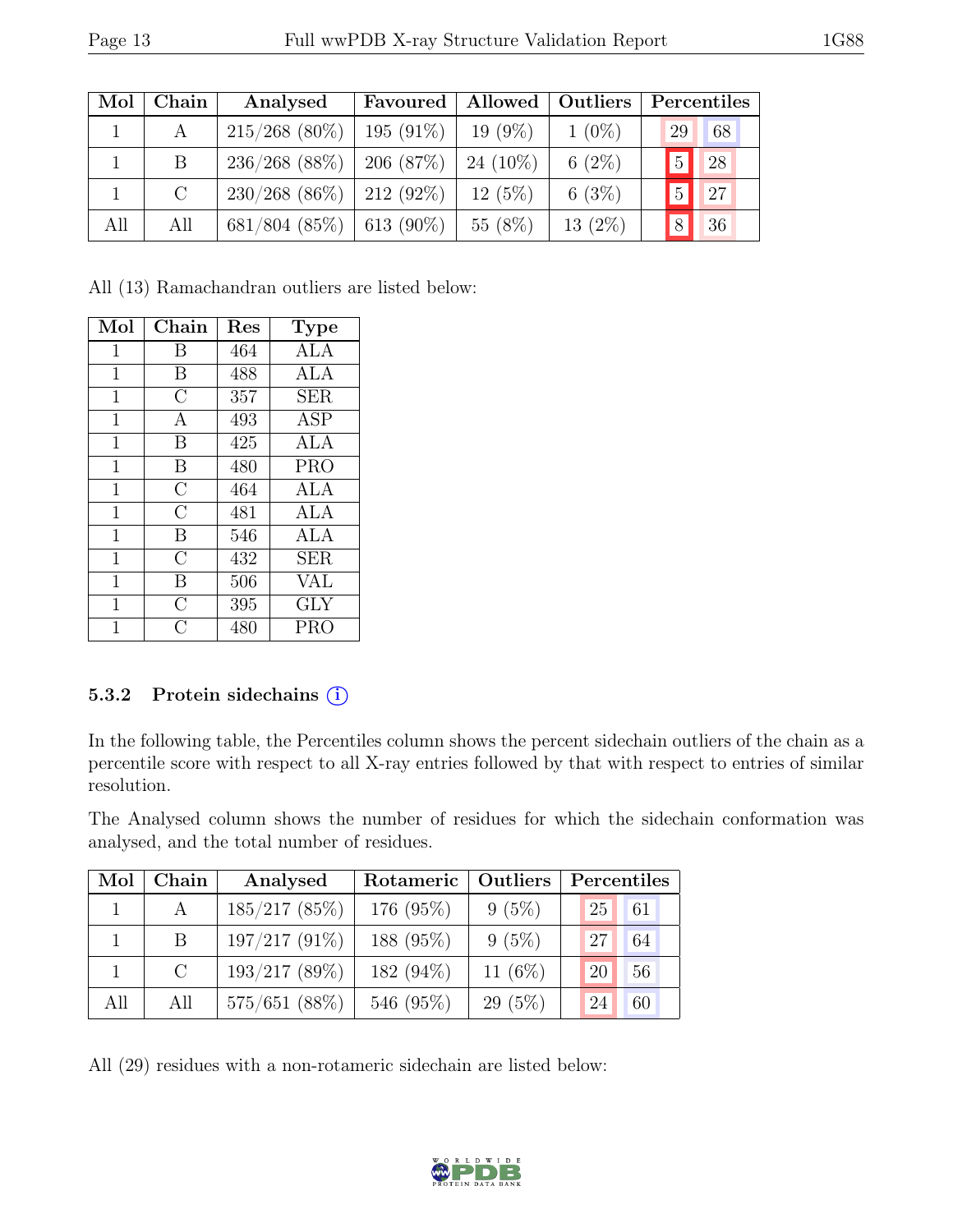| Mol | Chain | Analysed | Favoured | Allowed | Outliers | Percentiles | |
|---|---|---|---|---|---|---|---|
| 1 | A | 215/268 (80%) | 195 (91%) | 19 (9%) | 1 (0%) | 29 | 68 |
| 1 | B | 236/268 (88%) | 206 (87%) | 24 (10%) | 6 (2%) | 5 | 28 |
| 1 | C | 230/268 (86%) | 212 (92%) | 12 (5%) | 6 (3%) | 5 | 27 |
| All | All | 681/804 (85%) | 613 (90%) | 55 (8%) | 13 (2%) | 8 | 36 |

All (13) Ramachandran outliers are listed below:

| Mol | Chain | Res | Type |
|---|---|---|---|
| 1 | B | 464 | ALA |
| 1 | B | 488 | ALA |
| 1 | C | 357 | SER |
| 1 | A | 493 | ASP |
| 1 | B | 425 | ALA |
| 1 | B | 480 | PRO |
| 1 | C | 464 | ALA |
| 1 | C | 481 | ALA |
| 1 | B | 546 | ALA |
| 1 | C | 432 | SER |
| 1 | B | 506 | VAL |
| 1 | C | 395 | GLY |
| 1 | C | 480 | PRO |

### 5.3.2 Protein sidechains (i)

In the following table, the Percentiles column shows the percent sidechain outliers of the chain as a percentile score with respect to all X-ray entries followed by that with respect to entries of similar resolution.

The Analysed column shows the number of residues for which the sidechain conformation was analysed, and the total number of residues.

| Mol | Chain | Analysed | Rotameric | Outliers | Percentiles | |
|---|---|---|---|---|---|---|
| 1 | A | 185/217 (85%) | 176 (95%) | 9 (5%) | 25 | 61 |
| 1 | B | 197/217 (91%) | 188 (95%) | 9 (5%) | 27 | 64 |
| 1 | C | 193/217 (89%) | 182 (94%) | 11 (6%) | 20 | 56 |
| All | All | 575/651 (88%) | 546 (95%) | 29 (5%) | 24 | 60 |

All (29) residues with a non-rotameric sidechain are listed below: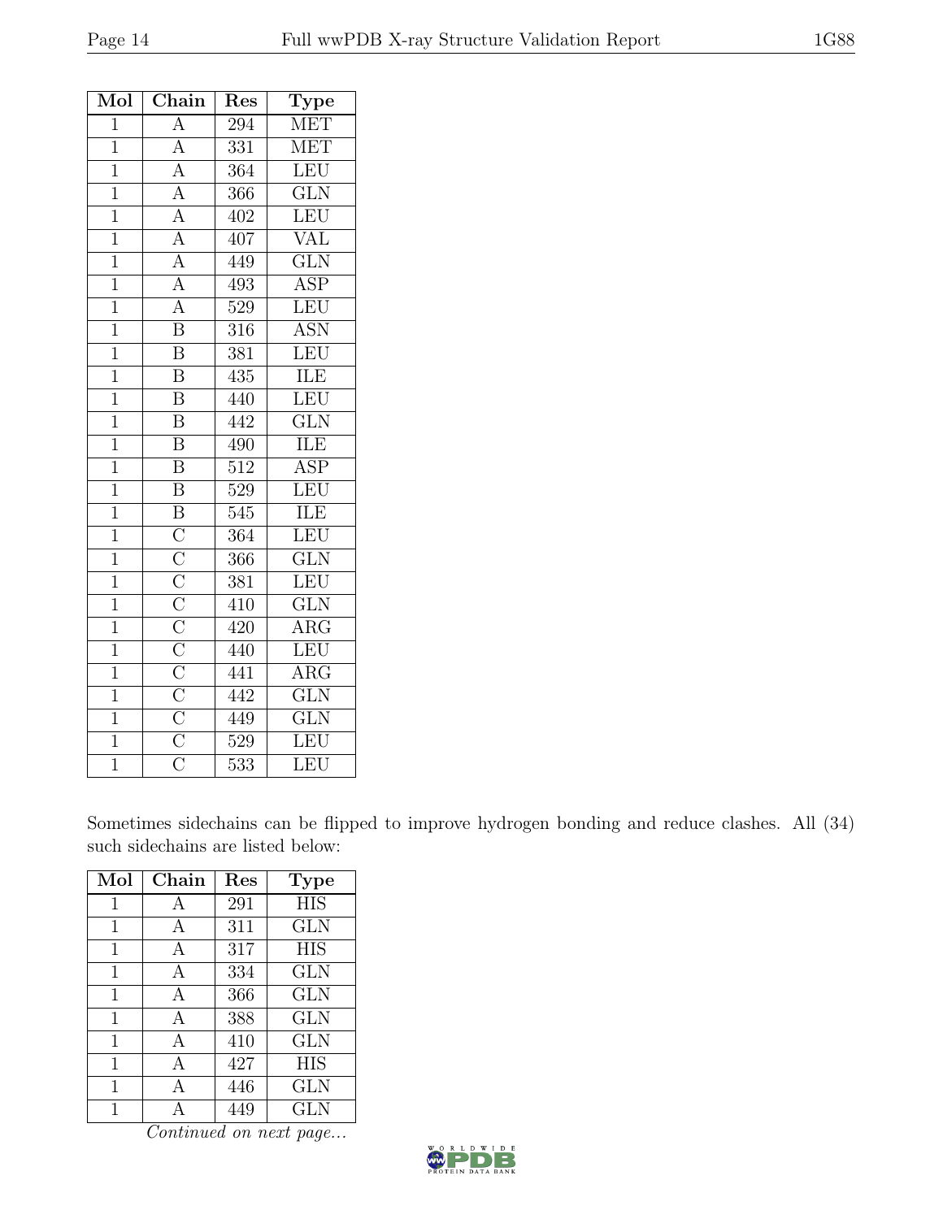| Mol | Chain | Res | Type |
|---|---|---|---|
| 1 | A | 294 | MET |
| 1 | A | 331 | MET |
| 1 | A | 364 | LEU |
| 1 | A | 366 | GLN |
| 1 | A | 402 | LEU |
| 1 | A | 407 | VAL |
| 1 | A | 449 | GLN |
| 1 | A | 493 | ASP |
| 1 | A | 529 | LEU |
| 1 | B | 316 | ASN |
| 1 | B | 381 | LEU |
| 1 | B | 435 | ILE |
| 1 | B | 440 | LEU |
| 1 | B | 442 | GLN |
| 1 | B | 490 | ILE |
| 1 | B | 512 | ASP |
| 1 | B | 529 | LEU |
| 1 | B | 545 | ILE |
| 1 | C | 364 | LEU |
| 1 | C | 366 | GLN |
| 1 | C | 381 | LEU |
| 1 | C | 410 | GLN |
| 1 | C | 420 | ARG |
| 1 | C | 440 | LEU |
| 1 | C | 441 | ARG |
| 1 | C | 442 | GLN |
| 1 | C | 449 | GLN |
| 1 | C | 529 | LEU |
| 1 | C | 533 | LEU |

Sometimes sidechains can be flipped to improve hydrogen bonding and reduce clashes. All (34) such sidechains are listed below:

| Mol | Chain | Res | Type |
|---|---|---|---|
| 1 | A | 291 | HIS |
| 1 | A | 311 | GLN |
| 1 | A | 317 | HIS |
| 1 | A | 334 | GLN |
| 1 | A | 366 | GLN |
| 1 | A | 388 | GLN |
| 1 | A | 410 | GLN |
| 1 | A | 427 | HIS |
| 1 | A | 446 | GLN |
| 1 | A | 449 | GLN |

*Continued on next page...*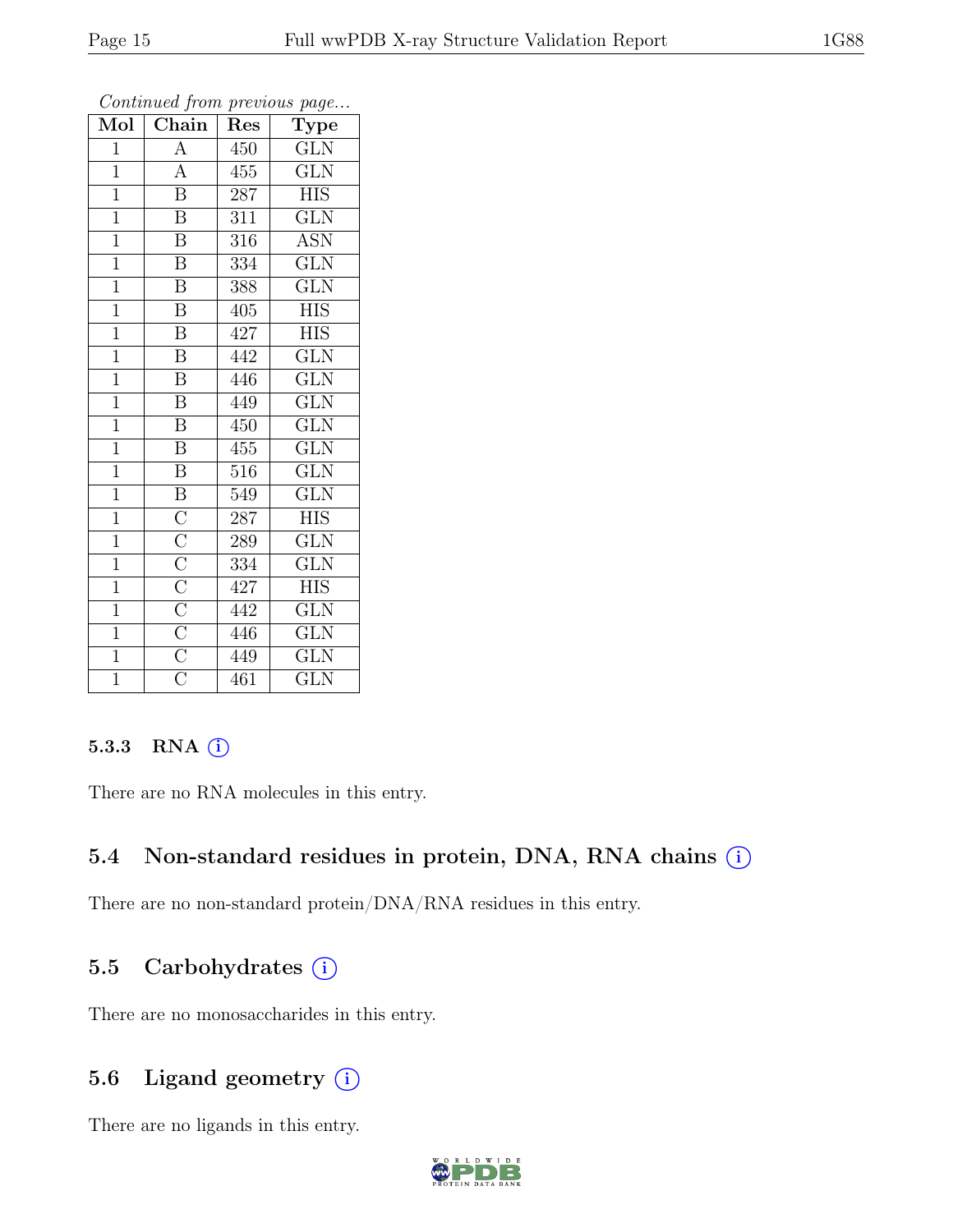*Continued from previous page...*

| Mol | Chain | Res | Type |
|---|---|---|---|
| 1 | A | 450 | GLN |
| 1 | A | 455 | GLN |
| 1 | B | 287 | HIS |
| 1 | B | 311 | GLN |
| 1 | B | 316 | ASN |
| 1 | B | 334 | GLN |
| 1 | B | 388 | GLN |
| 1 | B | 405 | HIS |
| 1 | B | 427 | HIS |
| 1 | B | 442 | GLN |
| 1 | B | 446 | GLN |
| 1 | B | 449 | GLN |
| 1 | B | 450 | GLN |
| 1 | B | 455 | GLN |
| 1 | B | 516 | GLN |
| 1 | B | 549 | GLN |
| 1 | C | 287 | HIS |
| 1 | C | 289 | GLN |
| 1 | C | 334 | GLN |
| 1 | C | 427 | HIS |
| 1 | C | 442 | GLN |
| 1 | C | 446 | GLN |
| 1 | C | 449 | GLN |
| 1 | C | 461 | GLN |

#### 5.3.3 RNA (i)

There are no RNA molecules in this entry.

### 5.4 Non-standard residues in protein, DNA, RNA chains (i)

There are no non-standard protein/DNA/RNA residues in this entry.

### 5.5 Carbohydrates (i)

There are no monosaccharides in this entry.

### 5.6 Ligand geometry (i)

There are no ligands in this entry.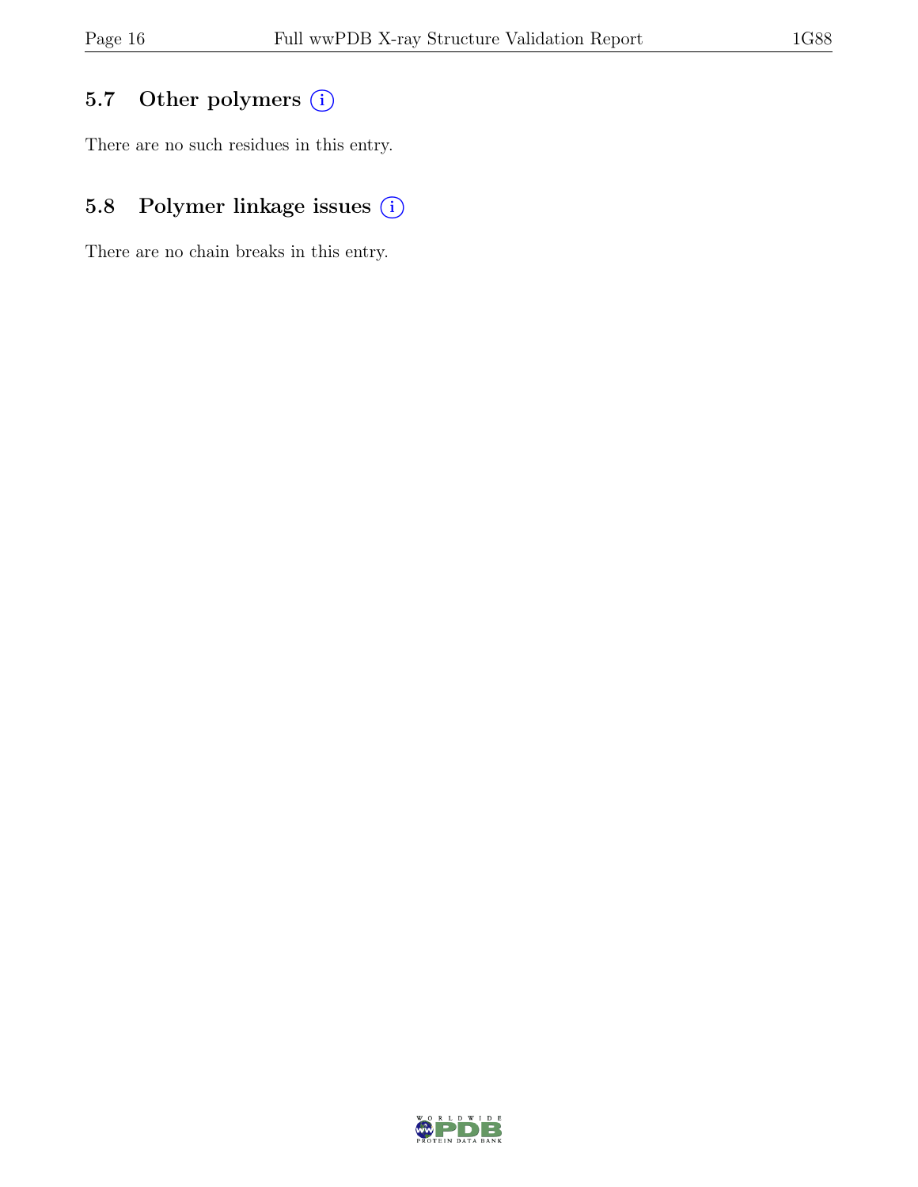## 5.7 Other polymers

There are no such residues in this entry.

## 5.8 Polymer linkage issues

There are no chain breaks in this entry.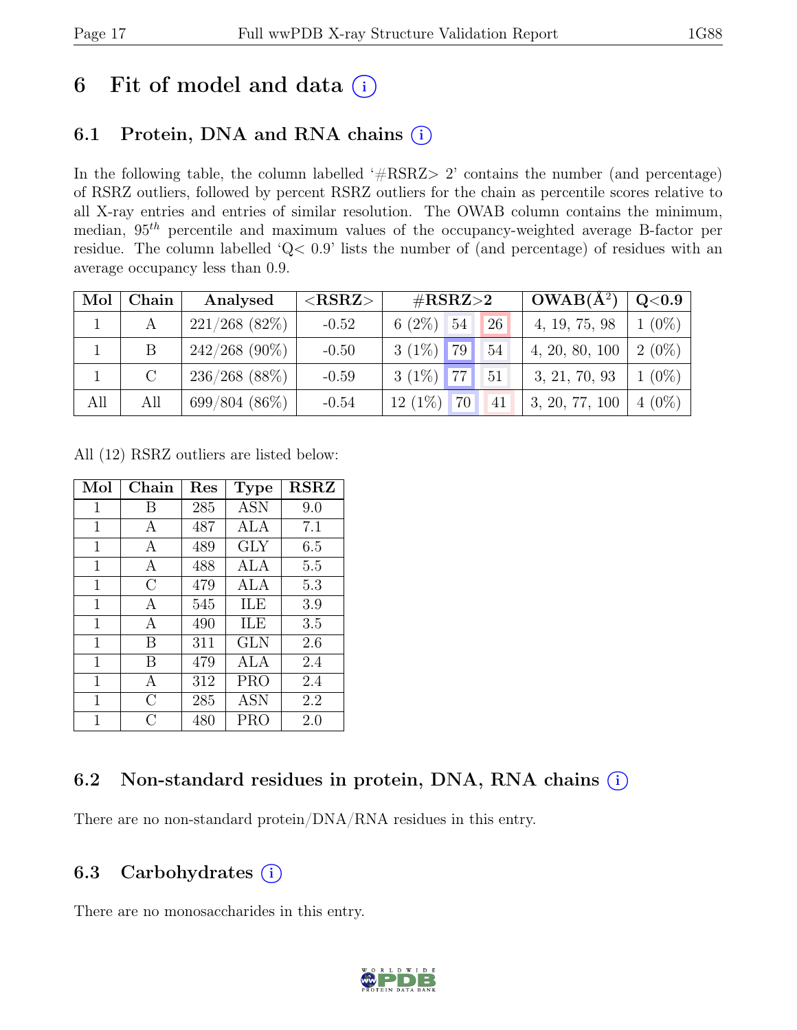# 6 Fit of model and data

## 6.1 Protein, DNA and RNA chains

In the following table, the column labelled '#RSRZ> 2' contains the number (and percentage) of RSRZ outliers, followed by percent RSRZ outliers for the chain as percentile scores relative to all X-ray entries and entries of similar resolution. The OWAB column contains the minimum, median, $95^{th}$ percentile and maximum values of the occupancy-weighted average B-factor per residue. The column labelled 'Q< 0.9' lists the number of (and percentage) of residues with an average occupancy less than 0.9.

| Mol | Chain | Analysed | <RSRZ> | #RSRZ>2 | | | OWAB(Å$^2$) | Q<0.9 |
|---|---|---|---|---|---|---|---|---|
| 1 | A | 221/268 (82%) | -0.52 | 6 (2%) | 54 | 26 | 4, 19, 75, 98 | 1 (0%) |
| 1 | B | 242/268 (90%) | -0.50 | 3 (1%) | 79 | 54 | 4, 20, 80, 100 | 2 (0%) |
| 1 | C | 236/268 (88%) | -0.59 | 3 (1%) | 77 | 51 | 3, 21, 70, 93 | 1 (0%) |
| All | All | 699/804 (86%) | -0.54 | 12 (1%) | 70 | 41 | 3, 20, 77, 100 | 4 (0%) |

All (12) RSRZ outliers are listed below:

| Mol | Chain | Res | Type | RSRZ |
|---|---|---|---|---|
| 1 | B | 285 | ASN | 9.0 |
| 1 | A | 487 | ALA | 7.1 |
| 1 | A | 489 | GLY | 6.5 |
| 1 | A | 488 | ALA | 5.5 |
| 1 | C | 479 | ALA | 5.3 |
| 1 | A | 545 | ILE | 3.9 |
| 1 | A | 490 | ILE | 3.5 |
| 1 | B | 311 | GLN | 2.6 |
| 1 | B | 479 | ALA | 2.4 |
| 1 | A | 312 | PRO | 2.4 |
| 1 | C | 285 | ASN | 2.2 |
| 1 | C | 480 | PRO | 2.0 |

## 6.2 Non-standard residues in protein, DNA, RNA chains

There are no non-standard protein/DNA/RNA residues in this entry.

## 6.3 Carbohydrates

There are no monosaccharides in this entry.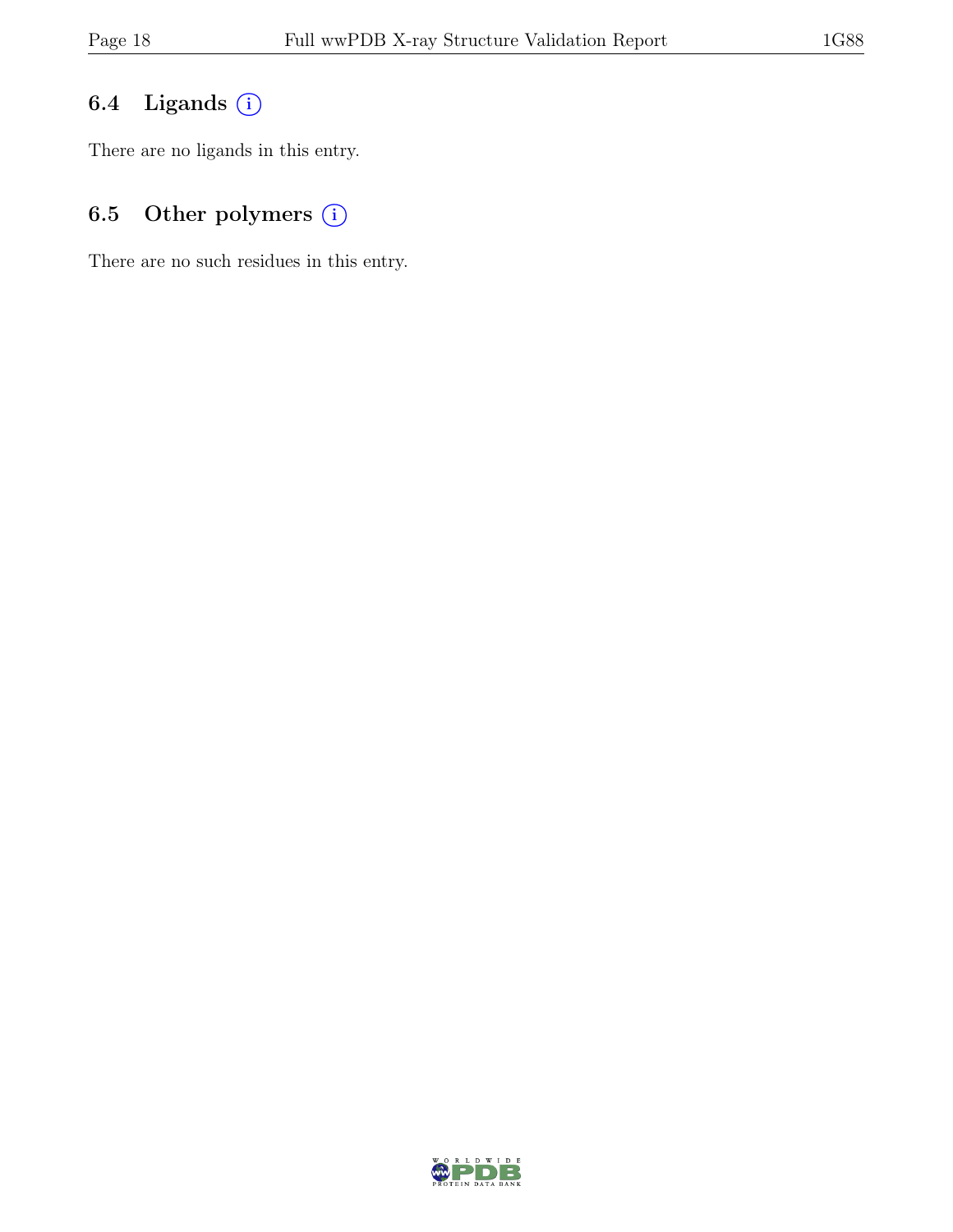## 6.4 Ligands

There are no ligands in this entry.

## 6.5 Other polymers

There are no such residues in this entry.